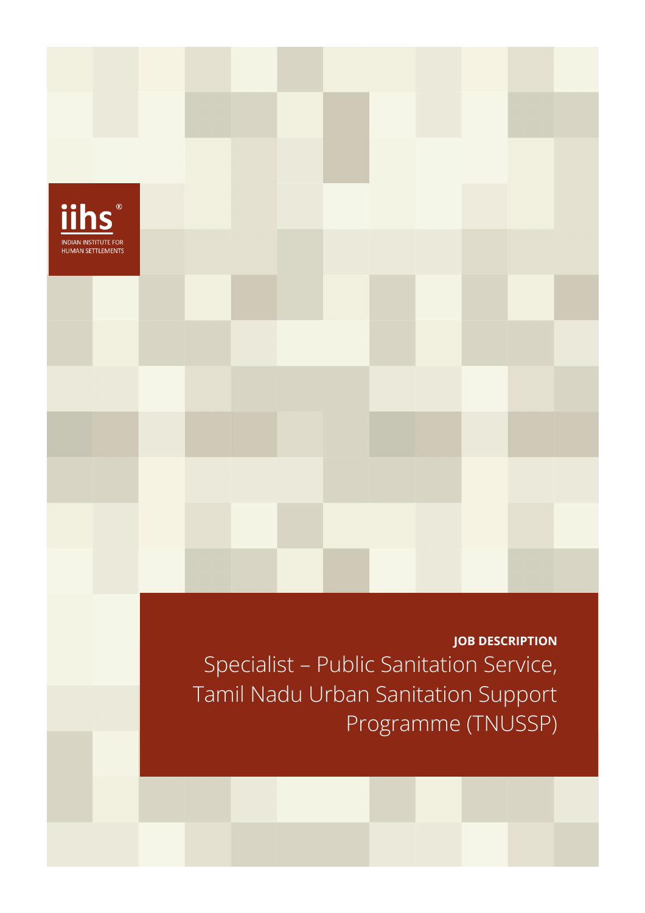iihs®

INDIAN INSTITUTE FOR HUMAN SETTLEMENTS

**JOB DESCRIPTION**

# Specialist – Public Sanitation Service, Tamil Nadu Urban Sanitation Support Programme (TNUSSP)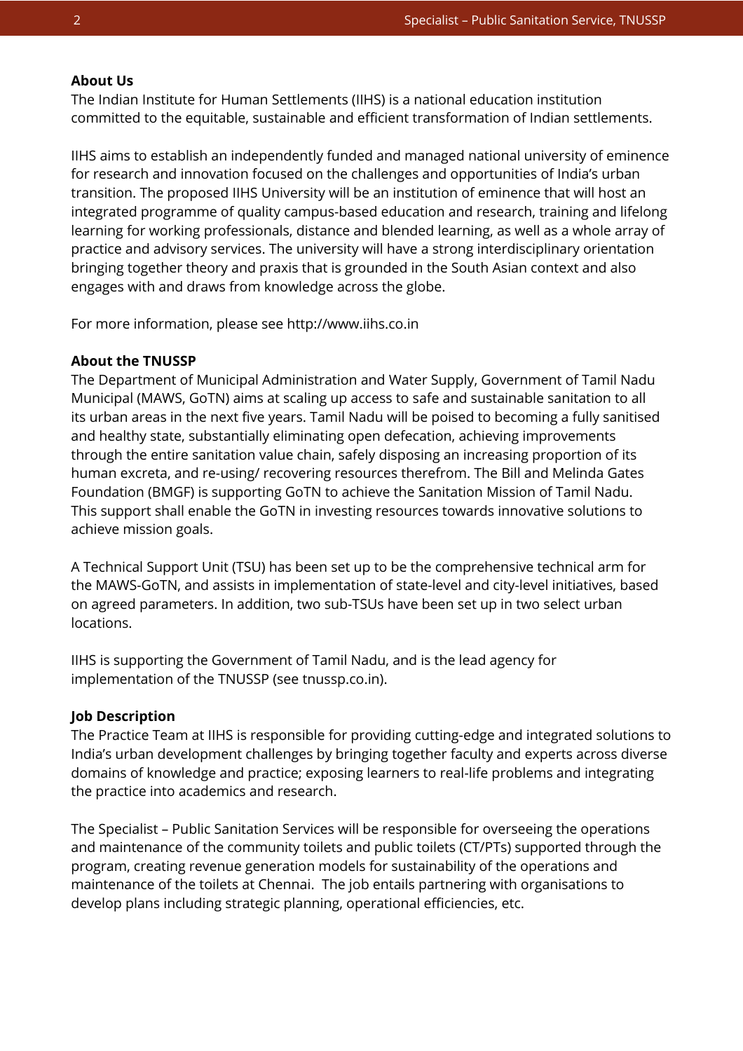**About Us**
The Indian Institute for Human Settlements (IIHS) is a national education institution committed to the equitable, sustainable and efficient transformation of Indian settlements.

IIHS aims to establish an independently funded and managed national university of eminence for research and innovation focused on the challenges and opportunities of India's urban transition. The proposed IIHS University will be an institution of eminence that will host an integrated programme of quality campus-based education and research, training and lifelong learning for working professionals, distance and blended learning, as well as a whole array of practice and advisory services. The university will have a strong interdisciplinary orientation bringing together theory and praxis that is grounded in the South Asian context and also engages with and draws from knowledge across the globe.

For more information, please see http://www.iihs.co.in

**About the TNUSSP**
The Department of Municipal Administration and Water Supply, Government of Tamil Nadu Municipal (MAWS, GoTN) aims at scaling up access to safe and sustainable sanitation to all its urban areas in the next five years. Tamil Nadu will be poised to becoming a fully sanitised and healthy state, substantially eliminating open defecation, achieving improvements through the entire sanitation value chain, safely disposing an increasing proportion of its human excreta, and re-using/ recovering resources therefrom. The Bill and Melinda Gates Foundation (BMGF) is supporting GoTN to achieve the Sanitation Mission of Tamil Nadu. This support shall enable the GoTN in investing resources towards innovative solutions to achieve mission goals.

A Technical Support Unit (TSU) has been set up to be the comprehensive technical arm for the MAWS-GoTN, and assists in implementation of state-level and city-level initiatives, based on agreed parameters. In addition, two sub-TSUs have been set up in two select urban locations.

IIHS is supporting the Government of Tamil Nadu, and is the lead agency for implementation of the TNUSSP (see tnussp.co.in).

**Job Description**
The Practice Team at IIHS is responsible for providing cutting-edge and integrated solutions to India's urban development challenges by bringing together faculty and experts across diverse domains of knowledge and practice; exposing learners to real-life problems and integrating the practice into academics and research.

The Specialist – Public Sanitation Services will be responsible for overseeing the operations and maintenance of the community toilets and public toilets (CT/PTs) supported through the program, creating revenue generation models for sustainability of the operations and maintenance of the toilets at Chennai. The job entails partnering with organisations to develop plans including strategic planning, operational efficiencies, etc.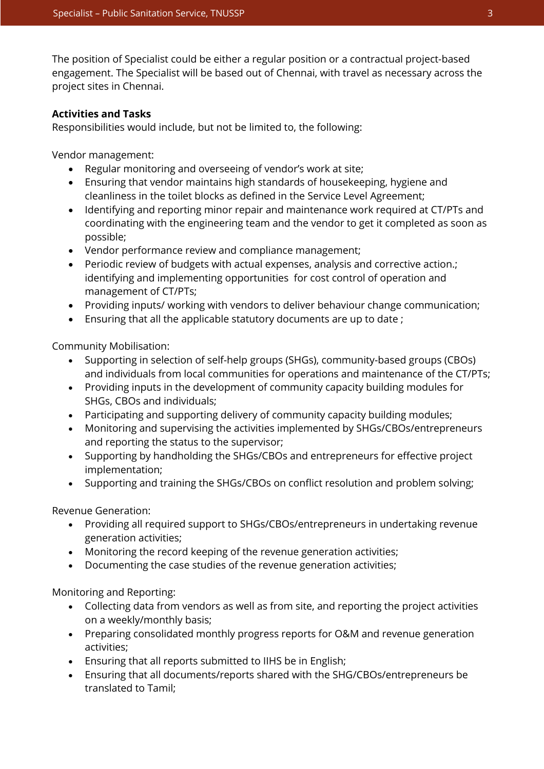The position of Specialist could be either a regular position or a contractual project-based engagement. The Specialist will be based out of Chennai, with travel as necessary across the project sites in Chennai.

**Activities and Tasks**
Responsibilities would include, but not be limited to, the following:

Vendor management:

- Regular monitoring and overseeing of vendor's work at site;
- Ensuring that vendor maintains high standards of housekeeping, hygiene and cleanliness in the toilet blocks as defined in the Service Level Agreement;
- Identifying and reporting minor repair and maintenance work required at CT/PTs and coordinating with the engineering team and the vendor to get it completed as soon as possible;
- Vendor performance review and compliance management;
- Periodic review of budgets with actual expenses, analysis and corrective action.; identifying and implementing opportunities for cost control of operation and management of CT/PTs;
- Providing inputs/ working with vendors to deliver behaviour change communication;
- Ensuring that all the applicable statutory documents are up to date ;

Community Mobilisation:

- Supporting in selection of self-help groups (SHGs), community-based groups (CBOs) and individuals from local communities for operations and maintenance of the CT/PTs;
- Providing inputs in the development of community capacity building modules for SHGs, CBOs and individuals;
- Participating and supporting delivery of community capacity building modules;
- Monitoring and supervising the activities implemented by SHGs/CBOs/entrepreneurs and reporting the status to the supervisor;
- Supporting by handholding the SHGs/CBOs and entrepreneurs for effective project implementation;
- Supporting and training the SHGs/CBOs on conflict resolution and problem solving;

Revenue Generation:

- Providing all required support to SHGs/CBOs/entrepreneurs in undertaking revenue generation activities;
- Monitoring the record keeping of the revenue generation activities;
- Documenting the case studies of the revenue generation activities;

Monitoring and Reporting:

- Collecting data from vendors as well as from site, and reporting the project activities on a weekly/monthly basis;
- Preparing consolidated monthly progress reports for O&M and revenue generation activities;
- Ensuring that all reports submitted to IIHS be in English;
- Ensuring that all documents/reports shared with the SHG/CBOs/entrepreneurs be translated to Tamil;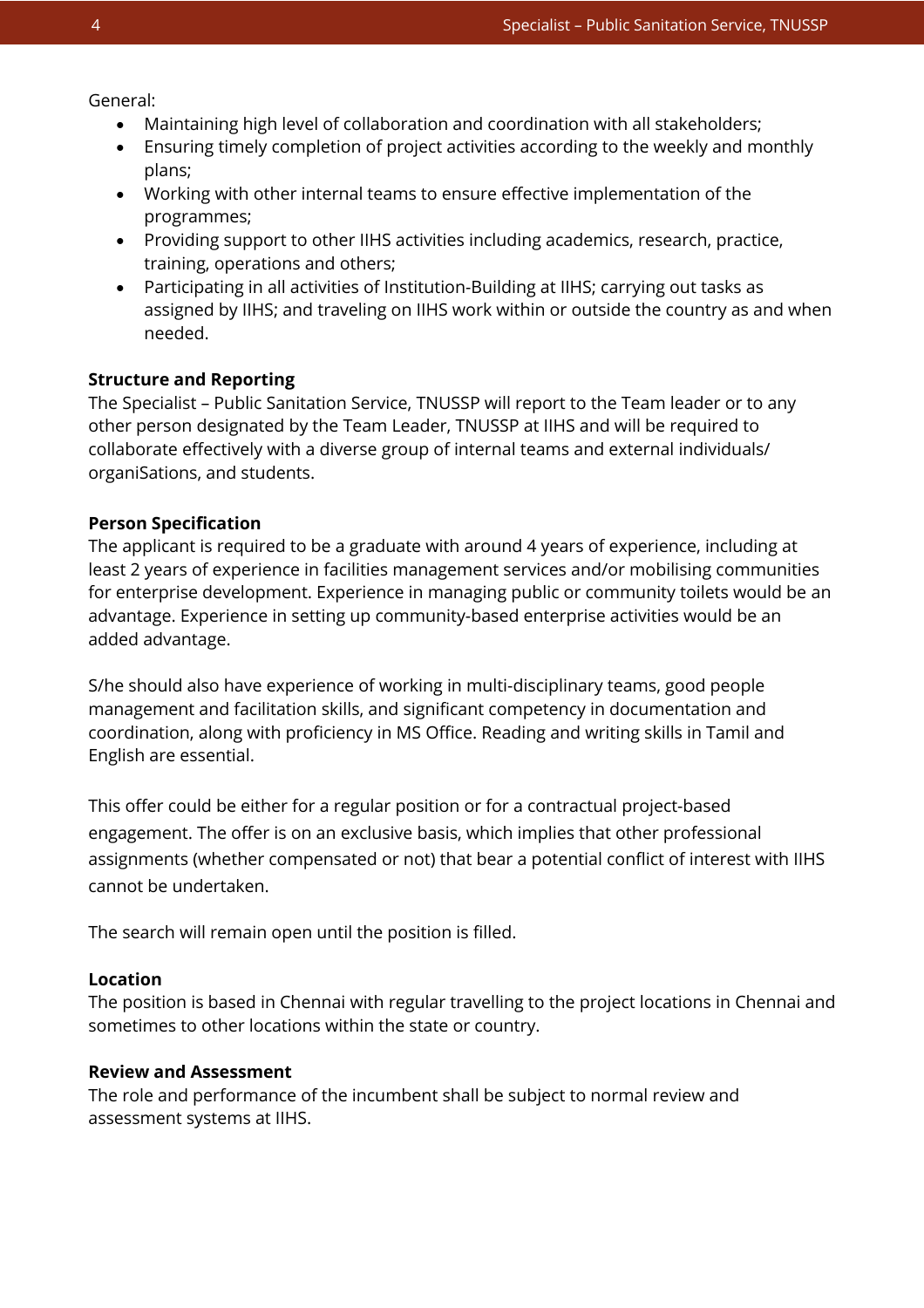General:

- Maintaining high level of collaboration and coordination with all stakeholders;
- Ensuring timely completion of project activities according to the weekly and monthly plans;
- Working with other internal teams to ensure effective implementation of the programmes;
- Providing support to other IIHS activities including academics, research, practice, training, operations and others;
- Participating in all activities of Institution-Building at IIHS; carrying out tasks as assigned by IIHS; and traveling on IIHS work within or outside the country as and when needed.

**Structure and Reporting**

The Specialist – Public Sanitation Service, TNUSSP will report to the Team leader or to any other person designated by the Team Leader, TNUSSP at IIHS and will be required to collaborate effectively with a diverse group of internal teams and external individuals/ organiSations, and students.

**Person Specification**

The applicant is required to be a graduate with around 4 years of experience, including at least 2 years of experience in facilities management services and/or mobilising communities for enterprise development. Experience in managing public or community toilets would be an advantage. Experience in setting up community-based enterprise activities would be an added advantage.

S/he should also have experience of working in multi-disciplinary teams, good people management and facilitation skills, and significant competency in documentation and coordination, along with proficiency in MS Office. Reading and writing skills in Tamil and English are essential.

This offer could be either for a regular position or for a contractual project-based engagement. The offer is on an exclusive basis, which implies that other professional assignments (whether compensated or not) that bear a potential conflict of interest with IIHS cannot be undertaken.

The search will remain open until the position is filled.

**Location**

The position is based in Chennai with regular travelling to the project locations in Chennai and sometimes to other locations within the state or country.

**Review and Assessment**

The role and performance of the incumbent shall be subject to normal review and assessment systems at IIHS.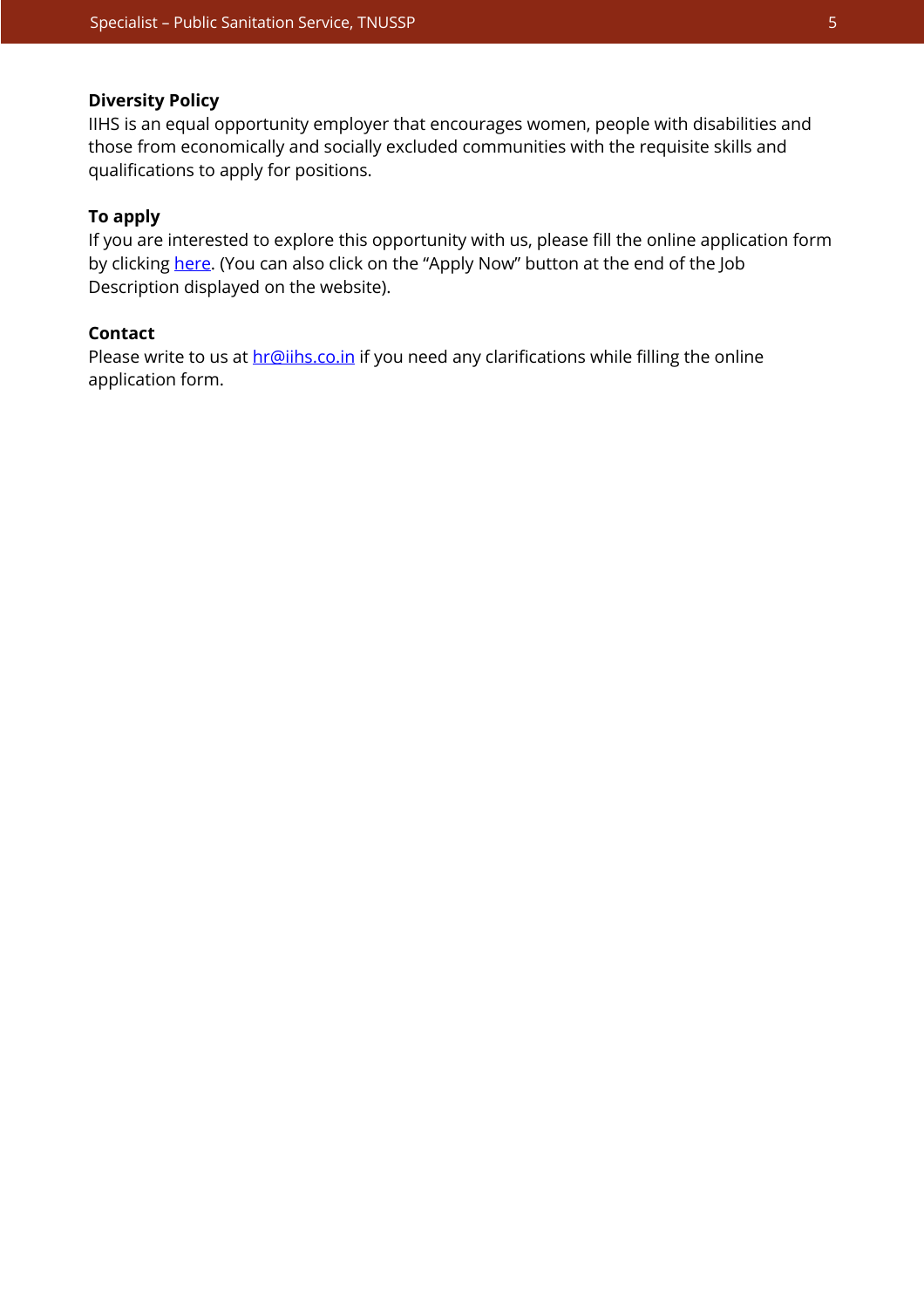**Diversity Policy**

IIHS is an equal opportunity employer that encourages women, people with disabilities and those from economically and socially excluded communities with the requisite skills and qualifications to apply for positions.

**To apply**

If you are interested to explore this opportunity with us, please fill the online application form by clicking here. (You can also click on the "Apply Now" button at the end of the Job Description displayed on the website).

**Contact**

Please write to us at hr@iihs.co.in if you need any clarifications while filling the online application form.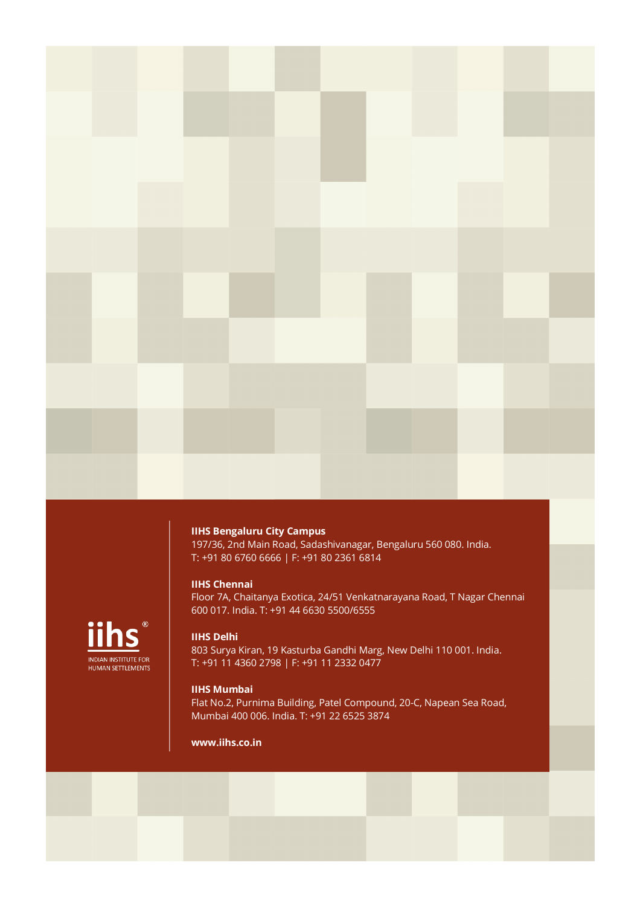iihs®

INDIAN INSTITUTE FOR HUMAN SETTLEMENTS

**IIHS Bengaluru City Campus**
197/36, 2nd Main Road, Sadashivanagar, Bengaluru 560 080. India.
T: +91 80 6760 6666 | F: +91 80 2361 6814

**IIHS Chennai**
Floor 7A, Chaitanya Exotica, 24/51 Venkatnarayana Road, T Nagar Chennai 600 017. India. T: +91 44 6630 5500/6555

**IIHS Delhi**
803 Surya Kiran, 19 Kasturba Gandhi Marg, New Delhi 110 001. India.
T: +91 11 4360 2798 | F: +91 11 2332 0477

**IIHS Mumbai**
Flat No.2, Purnima Building, Patel Compound, 20-C, Napean Sea Road, Mumbai 400 006. India. T: +91 22 6525 3874

**www.iihs.co.in**